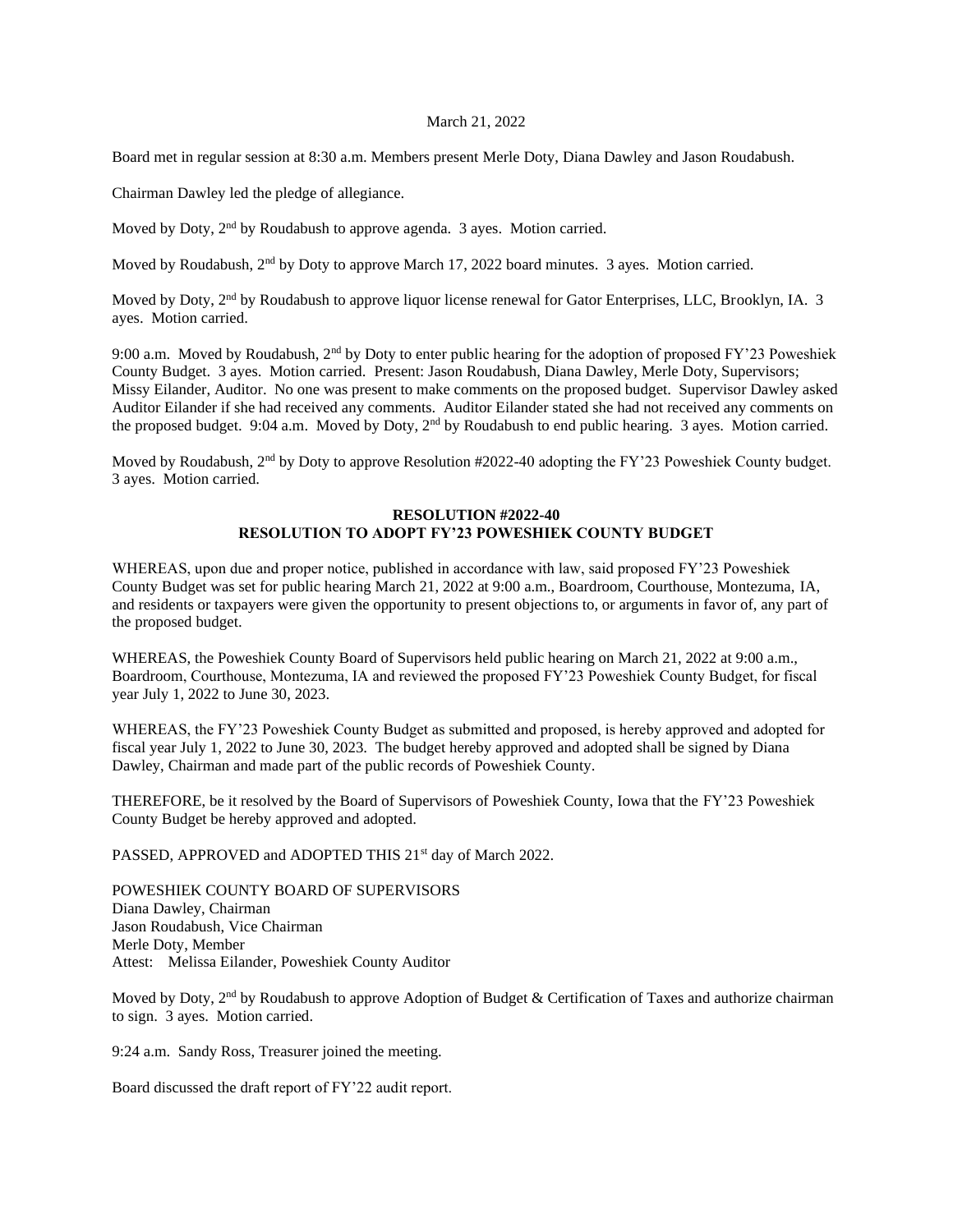March 21, 2022

Board met in regular session at 8:30 a.m. Members present Merle Doty, Diana Dawley and Jason Roudabush.

Chairman Dawley led the pledge of allegiance.

Moved by Doty, 2nd by Roudabush to approve agenda. 3 ayes. Motion carried.

Moved by Roudabush, 2nd by Doty to approve March 17, 2022 board minutes. 3 ayes. Motion carried.

Moved by Doty, 2nd by Roudabush to approve liquor license renewal for Gator Enterprises, LLC, Brooklyn, IA. 3 ayes. Motion carried.

9:00 a.m. Moved by Roudabush, 2nd by Doty to enter public hearing for the adoption of proposed FY'23 Poweshiek County Budget. 3 ayes. Motion carried. Present: Jason Roudabush, Diana Dawley, Merle Doty, Supervisors; Missy Eilander, Auditor. No one was present to make comments on the proposed budget. Supervisor Dawley asked Auditor Eilander if she had received any comments. Auditor Eilander stated she had not received any comments on the proposed budget. 9:04 a.m. Moved by Doty, 2nd by Roudabush to end public hearing. 3 ayes. Motion carried.

Moved by Roudabush, 2nd by Doty to approve Resolution #2022-40 adopting the FY'23 Poweshiek County budget. 3 ayes. Motion carried.

**RESOLUTION #2022-40**
**RESOLUTION TO ADOPT FY'23 POWESHIEK COUNTY BUDGET**

WHEREAS, upon due and proper notice, published in accordance with law, said proposed FY'23 Poweshiek County Budget was set for public hearing March 21, 2022 at 9:00 a.m., Boardroom, Courthouse, Montezuma, IA, and residents or taxpayers were given the opportunity to present objections to, or arguments in favor of, any part of the proposed budget.

WHEREAS, the Poweshiek County Board of Supervisors held public hearing on March 21, 2022 at 9:00 a.m., Boardroom, Courthouse, Montezuma, IA and reviewed the proposed FY'23 Poweshiek County Budget, for fiscal year July 1, 2022 to June 30, 2023.

WHEREAS, the FY'23 Poweshiek County Budget as submitted and proposed, is hereby approved and adopted for fiscal year July 1, 2022 to June 30, 2023. The budget hereby approved and adopted shall be signed by Diana Dawley, Chairman and made part of the public records of Poweshiek County.

THEREFORE, be it resolved by the Board of Supervisors of Poweshiek County, Iowa that the FY'23 Poweshiek County Budget be hereby approved and adopted.

PASSED, APPROVED and ADOPTED THIS 21st day of March 2022.

POWESHIEK COUNTY BOARD OF SUPERVISORS
Diana Dawley, Chairman
Jason Roudabush, Vice Chairman
Merle Doty, Member
Attest: Melissa Eilander, Poweshiek County Auditor

Moved by Doty, 2nd by Roudabush to approve Adoption of Budget & Certification of Taxes and authorize chairman to sign. 3 ayes. Motion carried.

9:24 a.m. Sandy Ross, Treasurer joined the meeting.

Board discussed the draft report of FY'22 audit report.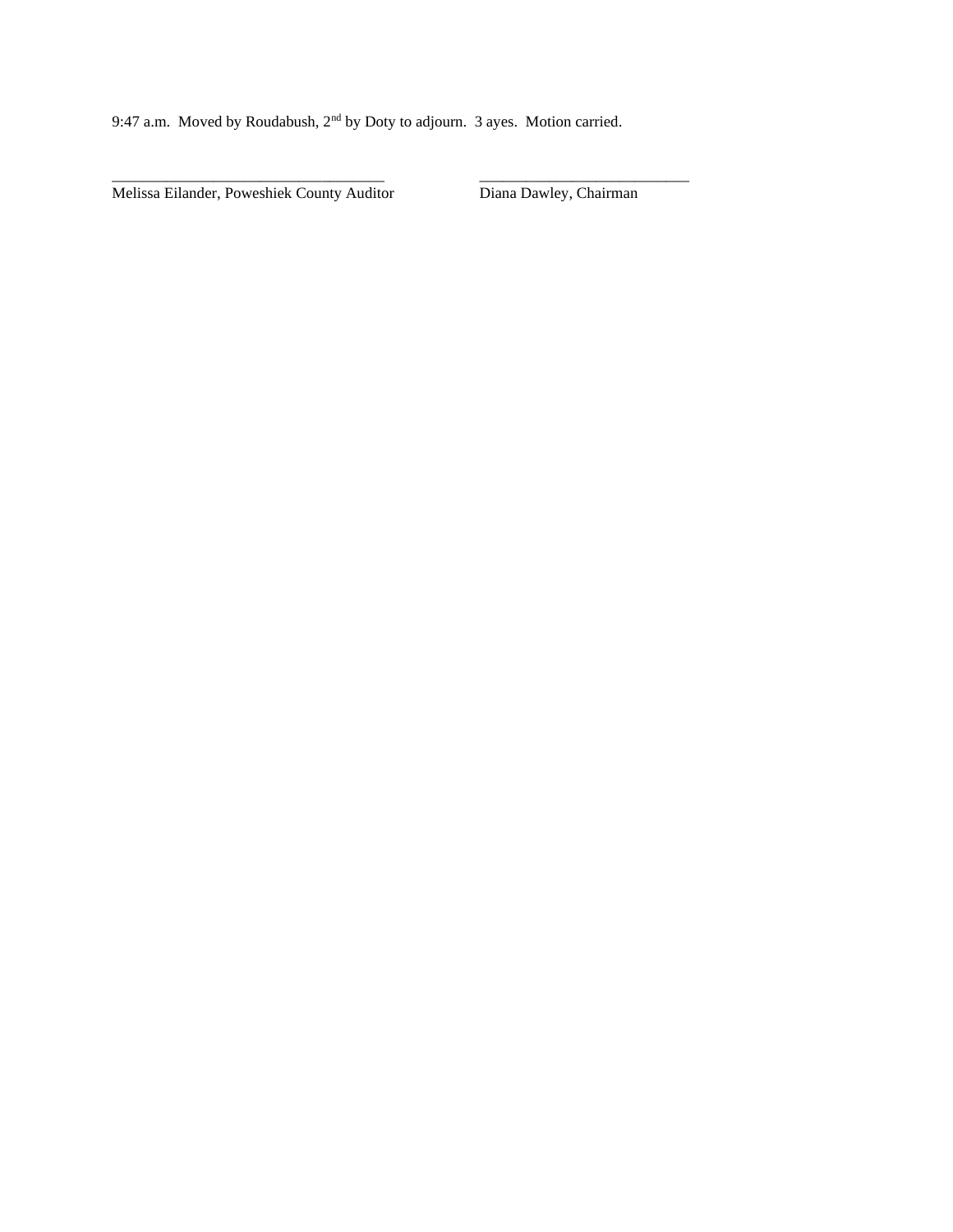9:47 a.m. Moved by Roudabush, 2nd by Doty to adjourn. 3 ayes. Motion carried.

| | |
|---|---|
| ___________________________________ | ___________________________ |
| Melissa Eilander, Poweshiek County Auditor | Diana Dawley, Chairman |